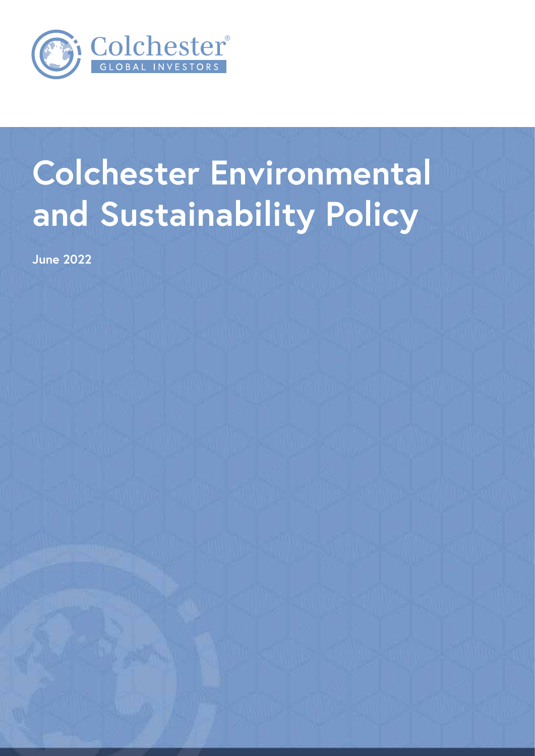Colchester®
GLOBAL INVESTORS

# Colchester Environmental and Sustainability Policy

**June 2022**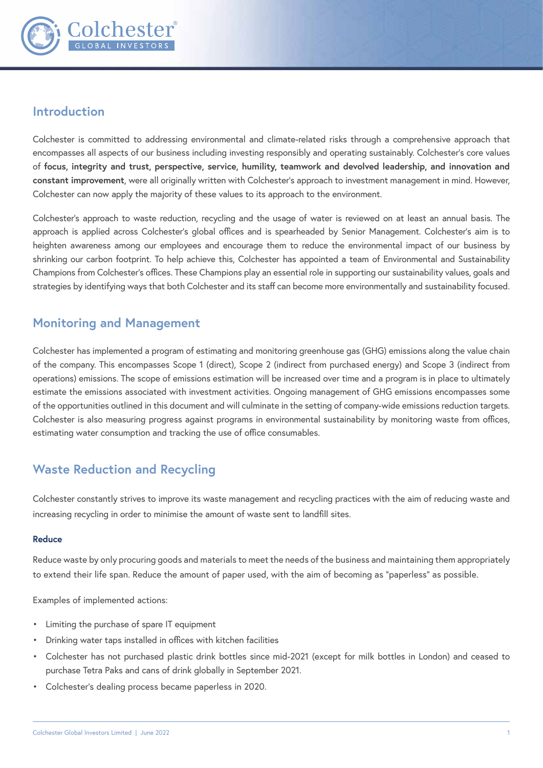## Introduction

Colchester is committed to addressing environmental and climate-related risks through a comprehensive approach that encompasses all aspects of our business including investing responsibly and operating sustainably. Colchester's core values of **focus, integrity and trust, perspective, service, humility, teamwork and devolved leadership, and innovation and constant improvement**, were all originally written with Colchester's approach to investment management in mind. However, Colchester can now apply the majority of these values to its approach to the environment.

Colchester's approach to waste reduction, recycling and the usage of water is reviewed on at least an annual basis. The approach is applied across Colchester's global offices and is spearheaded by Senior Management. Colchester's aim is to heighten awareness among our employees and encourage them to reduce the environmental impact of our business by shrinking our carbon footprint. To help achieve this, Colchester has appointed a team of Environmental and Sustainability Champions from Colchester's offices. These Champions play an essential role in supporting our sustainability values, goals and strategies by identifying ways that both Colchester and its staff can become more environmentally and sustainability focused.

## Monitoring and Management

Colchester has implemented a program of estimating and monitoring greenhouse gas (GHG) emissions along the value chain of the company. This encompasses Scope 1 (direct), Scope 2 (indirect from purchased energy) and Scope 3 (indirect from operations) emissions. The scope of emissions estimation will be increased over time and a program is in place to ultimately estimate the emissions associated with investment activities. Ongoing management of GHG emissions encompasses some of the opportunities outlined in this document and will culminate in the setting of company-wide emissions reduction targets. Colchester is also measuring progress against programs in environmental sustainability by monitoring waste from offices, estimating water consumption and tracking the use of office consumables.

## Waste Reduction and Recycling

Colchester constantly strives to improve its waste management and recycling practices with the aim of reducing waste and increasing recycling in order to minimise the amount of waste sent to landfill sites.

### Reduce

Reduce waste by only procuring goods and materials to meet the needs of the business and maintaining them appropriately to extend their life span. Reduce the amount of paper used, with the aim of becoming as "paperless" as possible.

Examples of implemented actions:

- Limiting the purchase of spare IT equipment
- Drinking water taps installed in offices with kitchen facilities
- Colchester has not purchased plastic drink bottles since mid-2021 (except for milk bottles in London) and ceased to purchase Tetra Paks and cans of drink globally in September 2021.
- Colchester's dealing process became paperless in 2020.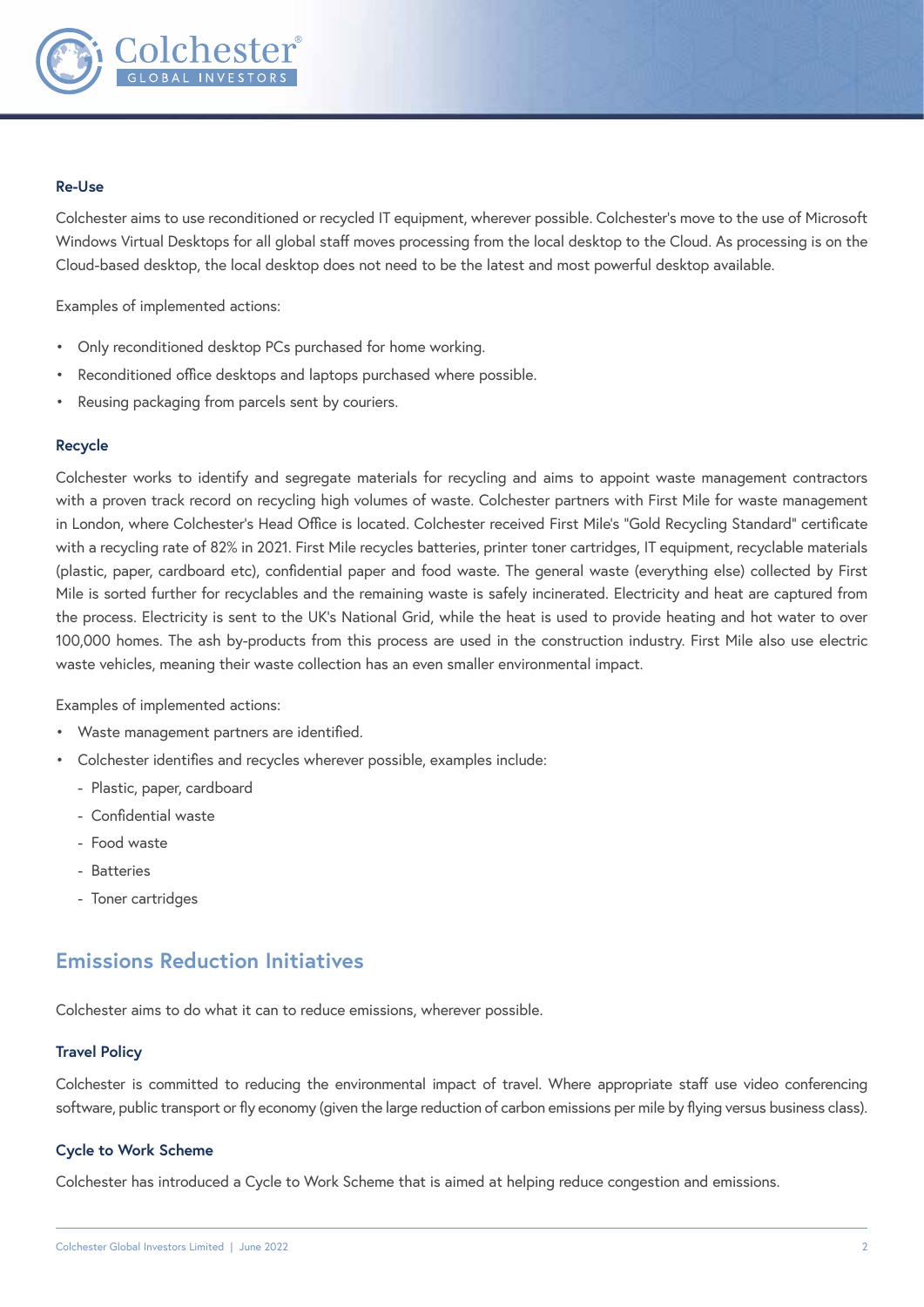### Re-Use

Colchester aims to use reconditioned or recycled IT equipment, wherever possible. Colchester's move to the use of Microsoft Windows Virtual Desktops for all global staff moves processing from the local desktop to the Cloud. As processing is on the Cloud-based desktop, the local desktop does not need to be the latest and most powerful desktop available.

Examples of implemented actions:

- Only reconditioned desktop PCs purchased for home working.
- Reconditioned office desktops and laptops purchased where possible.
- Reusing packaging from parcels sent by couriers.

### Recycle

Colchester works to identify and segregate materials for recycling and aims to appoint waste management contractors with a proven track record on recycling high volumes of waste. Colchester partners with First Mile for waste management in London, where Colchester's Head Office is located. Colchester received First Mile's "Gold Recycling Standard" certificate with a recycling rate of 82% in 2021. First Mile recycles batteries, printer toner cartridges, IT equipment, recyclable materials (plastic, paper, cardboard etc), confidential paper and food waste. The general waste (everything else) collected by First Mile is sorted further for recyclables and the remaining waste is safely incinerated. Electricity and heat are captured from the process. Electricity is sent to the UK's National Grid, while the heat is used to provide heating and hot water to over 100,000 homes. The ash by-products from this process are used in the construction industry. First Mile also use electric waste vehicles, meaning their waste collection has an even smaller environmental impact.

Examples of implemented actions:

- Waste management partners are identified.
- Colchester identifies and recycles wherever possible, examples include:
  - Plastic, paper, cardboard
  - Confidential waste
  - Food waste
  - Batteries
  - Toner cartridges

## Emissions Reduction Initiatives

Colchester aims to do what it can to reduce emissions, wherever possible.

### Travel Policy

Colchester is committed to reducing the environmental impact of travel. Where appropriate staff use video conferencing software, public transport or fly economy (given the large reduction of carbon emissions per mile by flying versus business class).

### Cycle to Work Scheme

Colchester has introduced a Cycle to Work Scheme that is aimed at helping reduce congestion and emissions.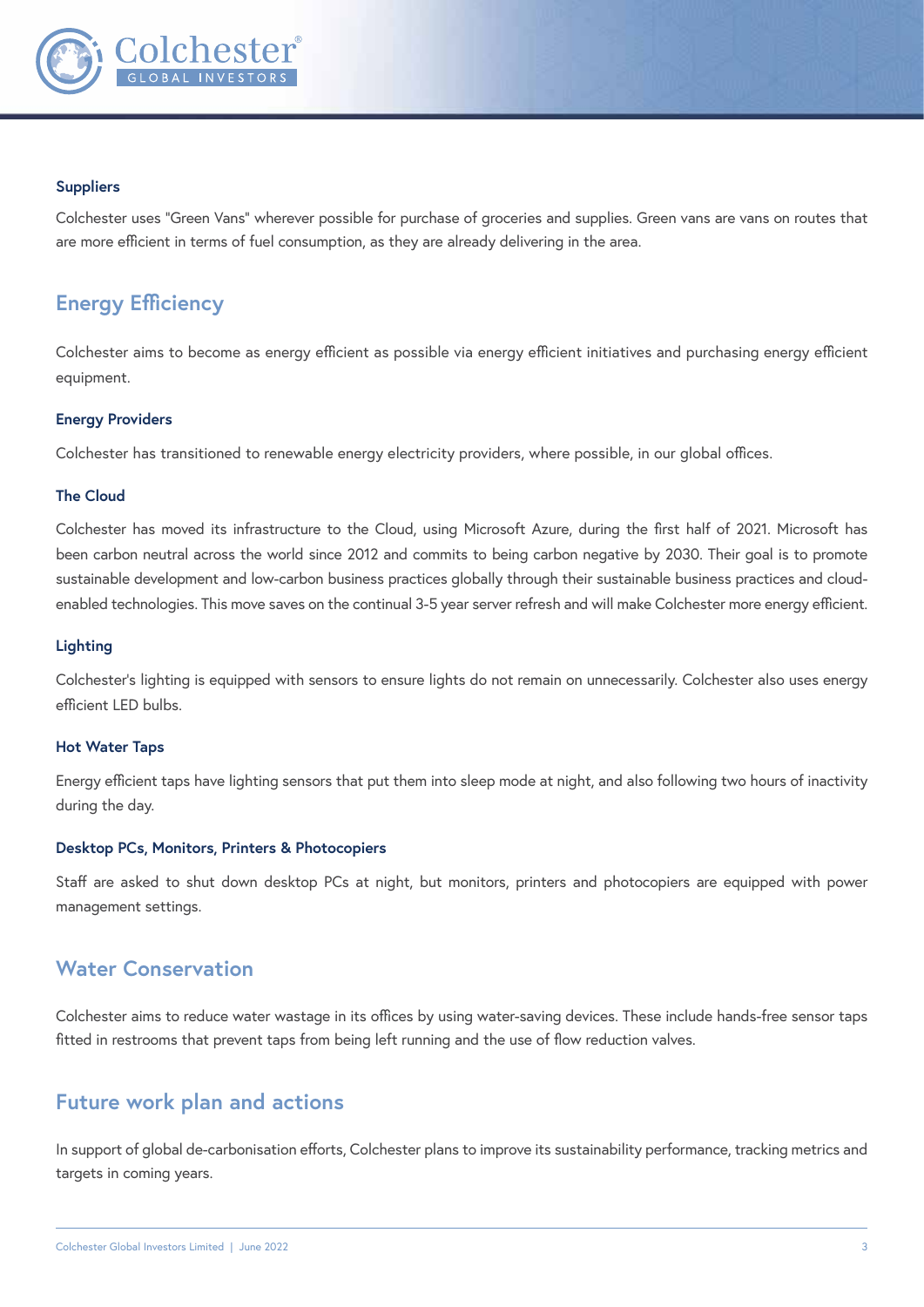### Suppliers

Colchester uses "Green Vans" wherever possible for purchase of groceries and supplies. Green vans are vans on routes that are more efficient in terms of fuel consumption, as they are already delivering in the area.

## Energy Efficiency

Colchester aims to become as energy efficient as possible via energy efficient initiatives and purchasing energy efficient equipment.

### Energy Providers

Colchester has transitioned to renewable energy electricity providers, where possible, in our global offices.

### The Cloud

Colchester has moved its infrastructure to the Cloud, using Microsoft Azure, during the first half of 2021. Microsoft has been carbon neutral across the world since 2012 and commits to being carbon negative by 2030. Their goal is to promote sustainable development and low-carbon business practices globally through their sustainable business practices and cloud-enabled technologies. This move saves on the continual 3-5 year server refresh and will make Colchester more energy efficient.

### Lighting

Colchester's lighting is equipped with sensors to ensure lights do not remain on unnecessarily. Colchester also uses energy efficient LED bulbs.

### Hot Water Taps

Energy efficient taps have lighting sensors that put them into sleep mode at night, and also following two hours of inactivity during the day.

### Desktop PCs, Monitors, Printers & Photocopiers

Staff are asked to shut down desktop PCs at night, but monitors, printers and photocopiers are equipped with power management settings.

## Water Conservation

Colchester aims to reduce water wastage in its offices by using water-saving devices. These include hands-free sensor taps fitted in restrooms that prevent taps from being left running and the use of flow reduction valves.

## Future work plan and actions

In support of global de-carbonisation efforts, Colchester plans to improve its sustainability performance, tracking metrics and targets in coming years.